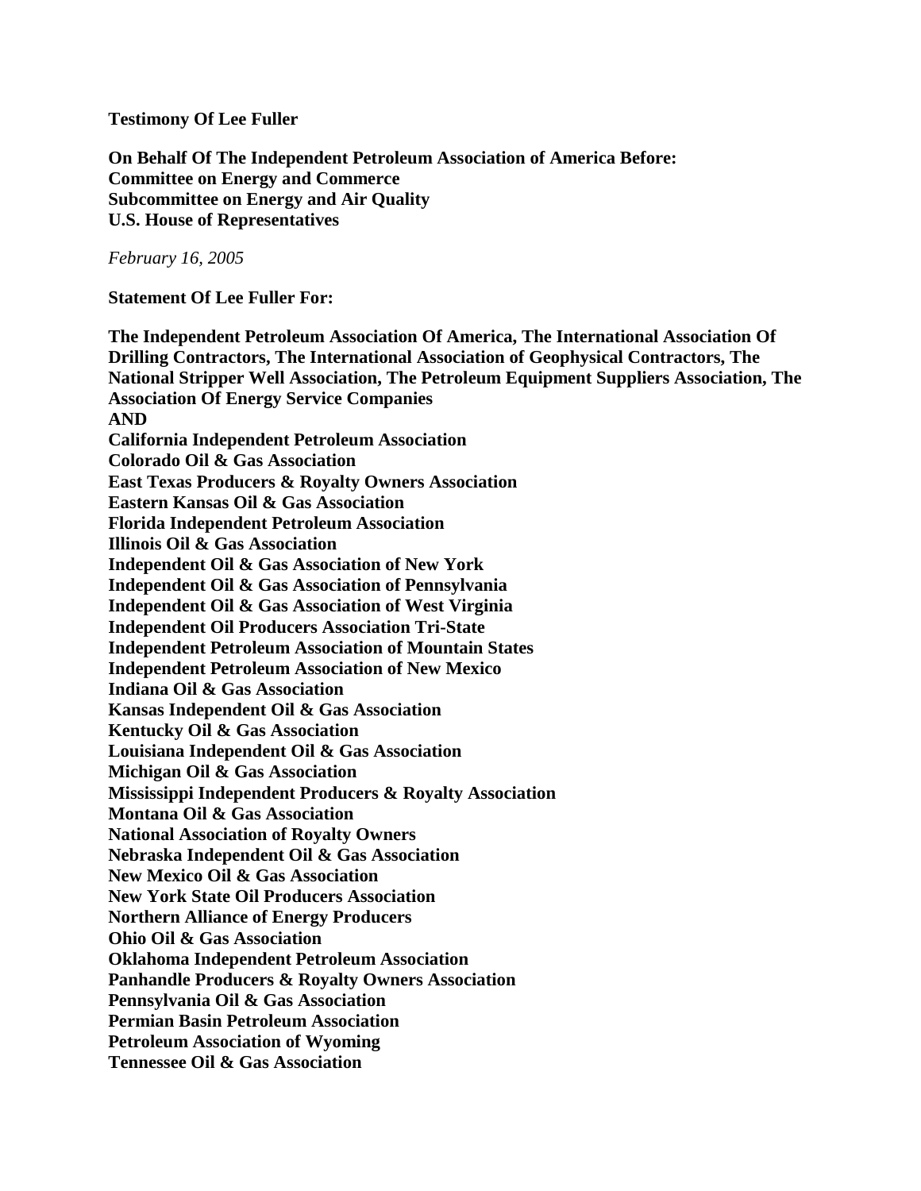**Testimony Of Lee Fuller**

**On Behalf Of The Independent Petroleum Association of America Before:**
**Committee on Energy and Commerce**
**Subcommittee on Energy and Air Quality**
**U.S. House of Representatives**

*February 16, 2005*

**Statement Of Lee Fuller For:**

**The Independent Petroleum Association Of America, The International Association Of Drilling Contractors, The International Association of Geophysical Contractors, The National Stripper Well Association, The Petroleum Equipment Suppliers Association, The Association Of Energy Service Companies**
**AND**
**California Independent Petroleum Association**
**Colorado Oil & Gas Association**
**East Texas Producers & Royalty Owners Association**
**Eastern Kansas Oil & Gas Association**
**Florida Independent Petroleum Association**
**Illinois Oil & Gas Association**
**Independent Oil & Gas Association of New York**
**Independent Oil & Gas Association of Pennsylvania**
**Independent Oil & Gas Association of West Virginia**
**Independent Oil Producers Association Tri-State**
**Independent Petroleum Association of Mountain States**
**Independent Petroleum Association of New Mexico**
**Indiana Oil & Gas Association**
**Kansas Independent Oil & Gas Association**
**Kentucky Oil & Gas Association**
**Louisiana Independent Oil & Gas Association**
**Michigan Oil & Gas Association**
**Mississippi Independent Producers & Royalty Association**
**Montana Oil & Gas Association**
**National Association of Royalty Owners**
**Nebraska Independent Oil & Gas Association**
**New Mexico Oil & Gas Association**
**New York State Oil Producers Association**
**Northern Alliance of Energy Producers**
**Ohio Oil & Gas Association**
**Oklahoma Independent Petroleum Association**
**Panhandle Producers & Royalty Owners Association**
**Pennsylvania Oil & Gas Association**
**Permian Basin Petroleum Association**
**Petroleum Association of Wyoming**
**Tennessee Oil & Gas Association**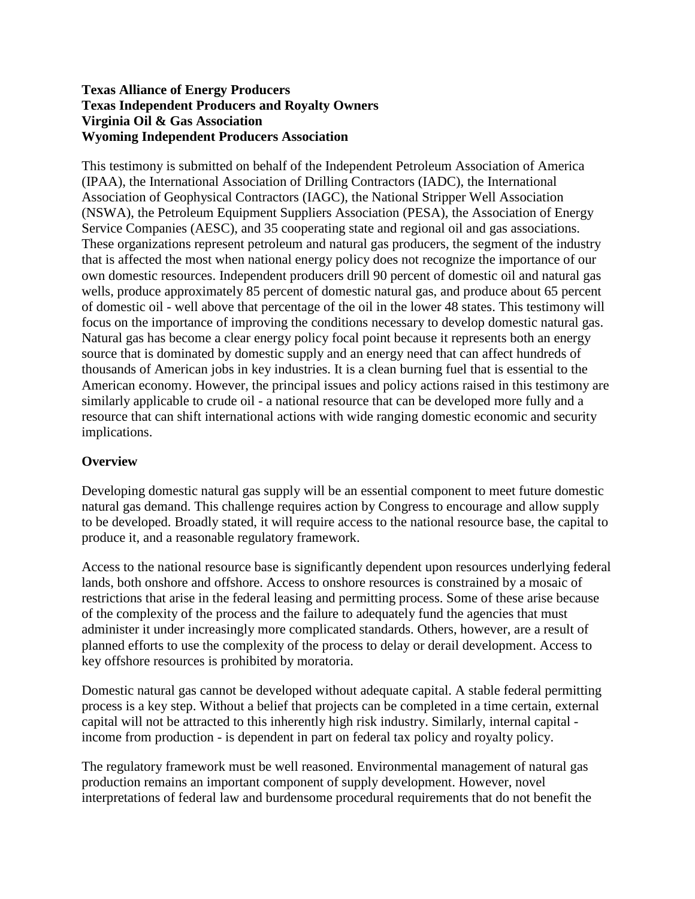**Texas Alliance of Energy Producers**
**Texas Independent Producers and Royalty Owners**
**Virginia Oil & Gas Association**
**Wyoming Independent Producers Association**

This testimony is submitted on behalf of the Independent Petroleum Association of America (IPAA), the International Association of Drilling Contractors (IADC), the International Association of Geophysical Contractors (IAGC), the National Stripper Well Association (NSWA), the Petroleum Equipment Suppliers Association (PESA), the Association of Energy Service Companies (AESC), and 35 cooperating state and regional oil and gas associations. These organizations represent petroleum and natural gas producers, the segment of the industry that is affected the most when national energy policy does not recognize the importance of our own domestic resources. Independent producers drill 90 percent of domestic oil and natural gas wells, produce approximately 85 percent of domestic natural gas, and produce about 65 percent of domestic oil - well above that percentage of the oil in the lower 48 states. This testimony will focus on the importance of improving the conditions necessary to develop domestic natural gas. Natural gas has become a clear energy policy focal point because it represents both an energy source that is dominated by domestic supply and an energy need that can affect hundreds of thousands of American jobs in key industries. It is a clean burning fuel that is essential to the American economy. However, the principal issues and policy actions raised in this testimony are similarly applicable to crude oil - a national resource that can be developed more fully and a resource that can shift international actions with wide ranging domestic economic and security implications.

## Overview

Developing domestic natural gas supply will be an essential component to meet future domestic natural gas demand. This challenge requires action by Congress to encourage and allow supply to be developed. Broadly stated, it will require access to the national resource base, the capital to produce it, and a reasonable regulatory framework.

Access to the national resource base is significantly dependent upon resources underlying federal lands, both onshore and offshore. Access to onshore resources is constrained by a mosaic of restrictions that arise in the federal leasing and permitting process. Some of these arise because of the complexity of the process and the failure to adequately fund the agencies that must administer it under increasingly more complicated standards. Others, however, are a result of planned efforts to use the complexity of the process to delay or derail development. Access to key offshore resources is prohibited by moratoria.

Domestic natural gas cannot be developed without adequate capital. A stable federal permitting process is a key step. Without a belief that projects can be completed in a time certain, external capital will not be attracted to this inherently high risk industry. Similarly, internal capital - income from production - is dependent in part on federal tax policy and royalty policy.

The regulatory framework must be well reasoned. Environmental management of natural gas production remains an important component of supply development. However, novel interpretations of federal law and burdensome procedural requirements that do not benefit the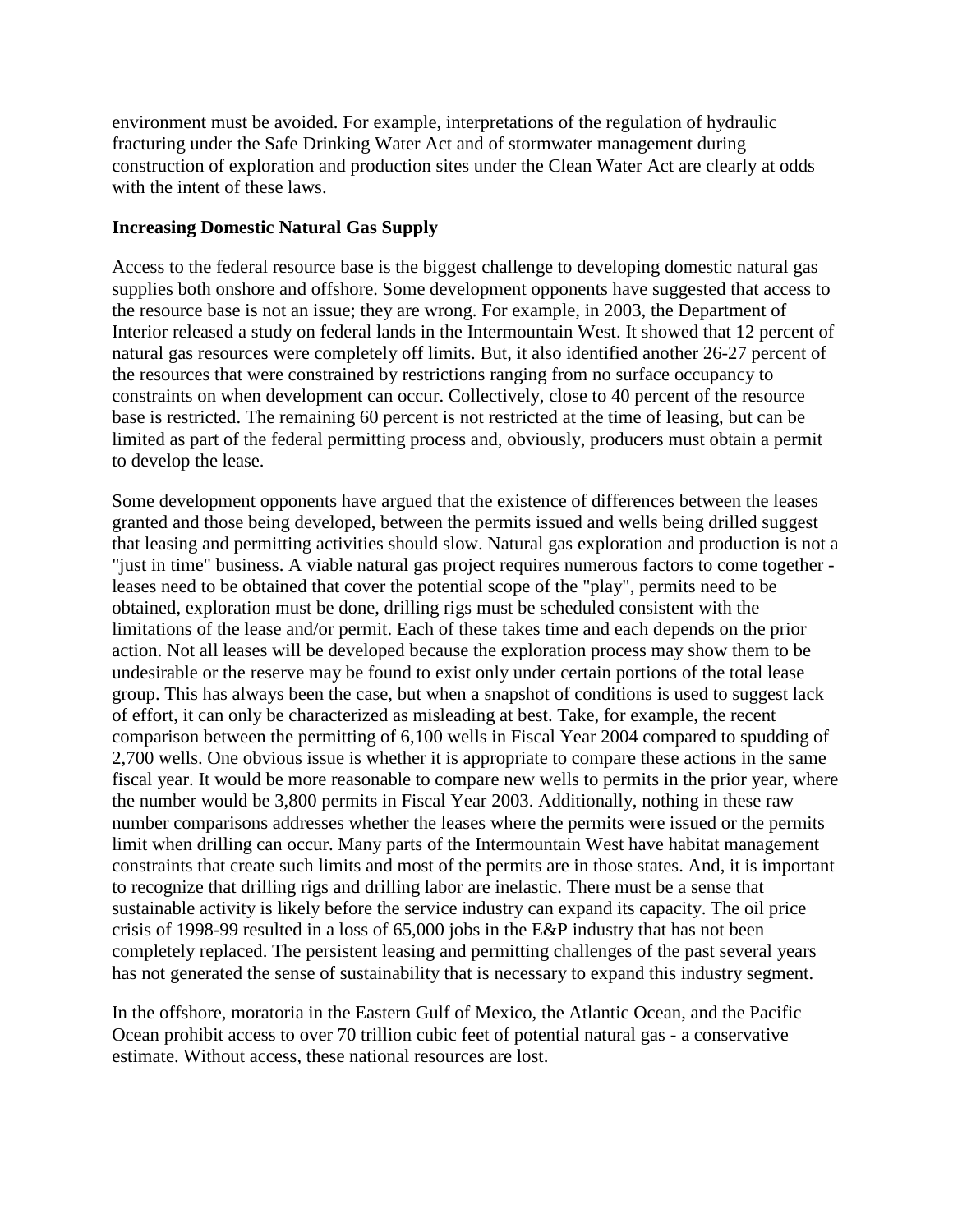environment must be avoided. For example, interpretations of the regulation of hydraulic fracturing under the Safe Drinking Water Act and of stormwater management during construction of exploration and production sites under the Clean Water Act are clearly at odds with the intent of these laws.

**Increasing Domestic Natural Gas Supply**

Access to the federal resource base is the biggest challenge to developing domestic natural gas supplies both onshore and offshore. Some development opponents have suggested that access to the resource base is not an issue; they are wrong. For example, in 2003, the Department of Interior released a study on federal lands in the Intermountain West. It showed that 12 percent of natural gas resources were completely off limits. But, it also identified another 26-27 percent of the resources that were constrained by restrictions ranging from no surface occupancy to constraints on when development can occur. Collectively, close to 40 percent of the resource base is restricted. The remaining 60 percent is not restricted at the time of leasing, but can be limited as part of the federal permitting process and, obviously, producers must obtain a permit to develop the lease.

Some development opponents have argued that the existence of differences between the leases granted and those being developed, between the permits issued and wells being drilled suggest that leasing and permitting activities should slow. Natural gas exploration and production is not a "just in time" business. A viable natural gas project requires numerous factors to come together - leases need to be obtained that cover the potential scope of the "play", permits need to be obtained, exploration must be done, drilling rigs must be scheduled consistent with the limitations of the lease and/or permit. Each of these takes time and each depends on the prior action. Not all leases will be developed because the exploration process may show them to be undesirable or the reserve may be found to exist only under certain portions of the total lease group. This has always been the case, but when a snapshot of conditions is used to suggest lack of effort, it can only be characterized as misleading at best. Take, for example, the recent comparison between the permitting of 6,100 wells in Fiscal Year 2004 compared to spudding of 2,700 wells. One obvious issue is whether it is appropriate to compare these actions in the same fiscal year. It would be more reasonable to compare new wells to permits in the prior year, where the number would be 3,800 permits in Fiscal Year 2003. Additionally, nothing in these raw number comparisons addresses whether the leases where the permits were issued or the permits limit when drilling can occur. Many parts of the Intermountain West have habitat management constraints that create such limits and most of the permits are in those states. And, it is important to recognize that drilling rigs and drilling labor are inelastic. There must be a sense that sustainable activity is likely before the service industry can expand its capacity. The oil price crisis of 1998-99 resulted in a loss of 65,000 jobs in the E&P industry that has not been completely replaced. The persistent leasing and permitting challenges of the past several years has not generated the sense of sustainability that is necessary to expand this industry segment.

In the offshore, moratoria in the Eastern Gulf of Mexico, the Atlantic Ocean, and the Pacific Ocean prohibit access to over 70 trillion cubic feet of potential natural gas - a conservative estimate. Without access, these national resources are lost.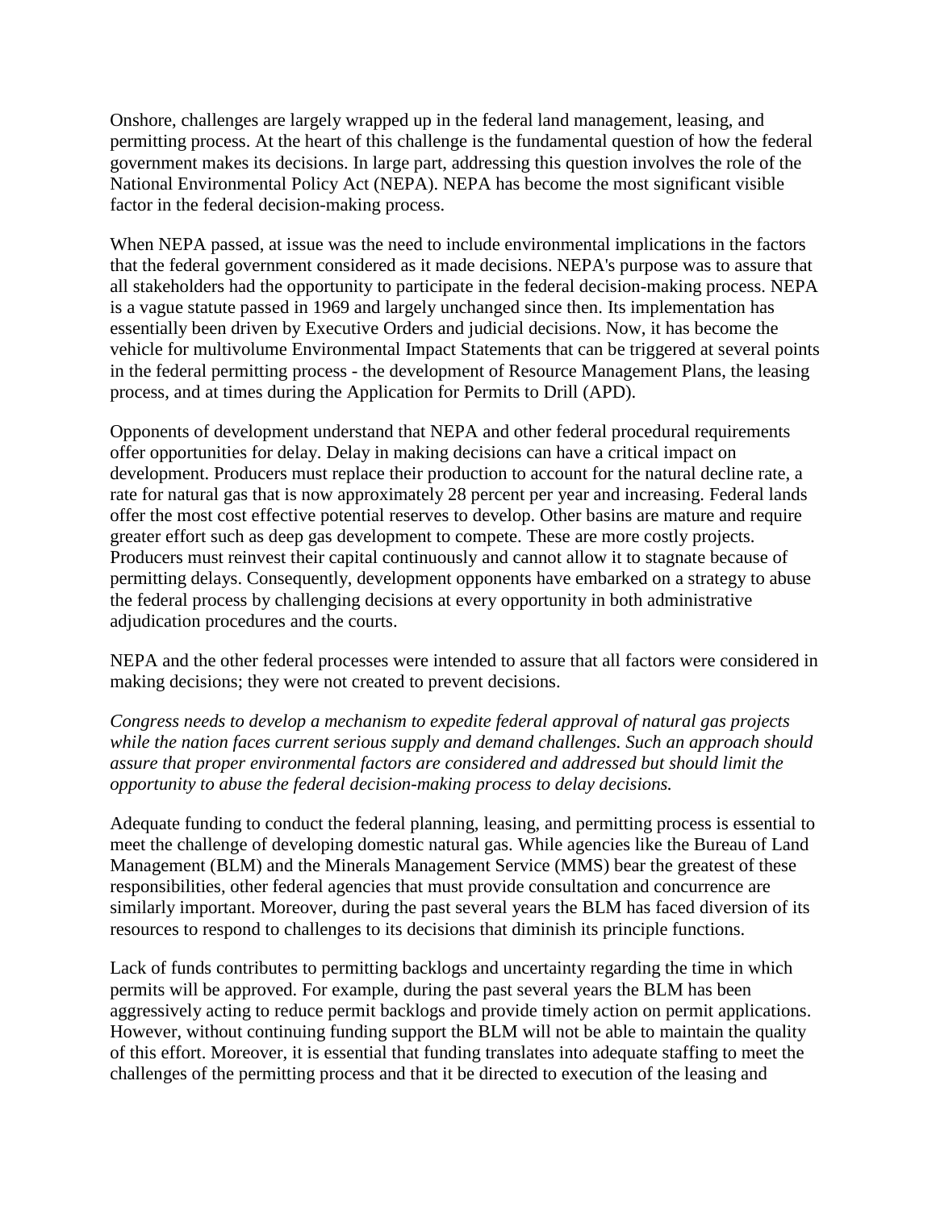Onshore, challenges are largely wrapped up in the federal land management, leasing, and permitting process. At the heart of this challenge is the fundamental question of how the federal government makes its decisions. In large part, addressing this question involves the role of the National Environmental Policy Act (NEPA). NEPA has become the most significant visible factor in the federal decision-making process.

When NEPA passed, at issue was the need to include environmental implications in the factors that the federal government considered as it made decisions. NEPA's purpose was to assure that all stakeholders had the opportunity to participate in the federal decision-making process. NEPA is a vague statute passed in 1969 and largely unchanged since then. Its implementation has essentially been driven by Executive Orders and judicial decisions. Now, it has become the vehicle for multivolume Environmental Impact Statements that can be triggered at several points in the federal permitting process - the development of Resource Management Plans, the leasing process, and at times during the Application for Permits to Drill (APD).

Opponents of development understand that NEPA and other federal procedural requirements offer opportunities for delay. Delay in making decisions can have a critical impact on development. Producers must replace their production to account for the natural decline rate, a rate for natural gas that is now approximately 28 percent per year and increasing. Federal lands offer the most cost effective potential reserves to develop. Other basins are mature and require greater effort such as deep gas development to compete. These are more costly projects. Producers must reinvest their capital continuously and cannot allow it to stagnate because of permitting delays. Consequently, development opponents have embarked on a strategy to abuse the federal process by challenging decisions at every opportunity in both administrative adjudication procedures and the courts.

NEPA and the other federal processes were intended to assure that all factors were considered in making decisions; they were not created to prevent decisions.

*Congress needs to develop a mechanism to expedite federal approval of natural gas projects while the nation faces current serious supply and demand challenges. Such an approach should assure that proper environmental factors are considered and addressed but should limit the opportunity to abuse the federal decision-making process to delay decisions.*

Adequate funding to conduct the federal planning, leasing, and permitting process is essential to meet the challenge of developing domestic natural gas. While agencies like the Bureau of Land Management (BLM) and the Minerals Management Service (MMS) bear the greatest of these responsibilities, other federal agencies that must provide consultation and concurrence are similarly important. Moreover, during the past several years the BLM has faced diversion of its resources to respond to challenges to its decisions that diminish its principle functions.

Lack of funds contributes to permitting backlogs and uncertainty regarding the time in which permits will be approved. For example, during the past several years the BLM has been aggressively acting to reduce permit backlogs and provide timely action on permit applications. However, without continuing funding support the BLM will not be able to maintain the quality of this effort. Moreover, it is essential that funding translates into adequate staffing to meet the challenges of the permitting process and that it be directed to execution of the leasing and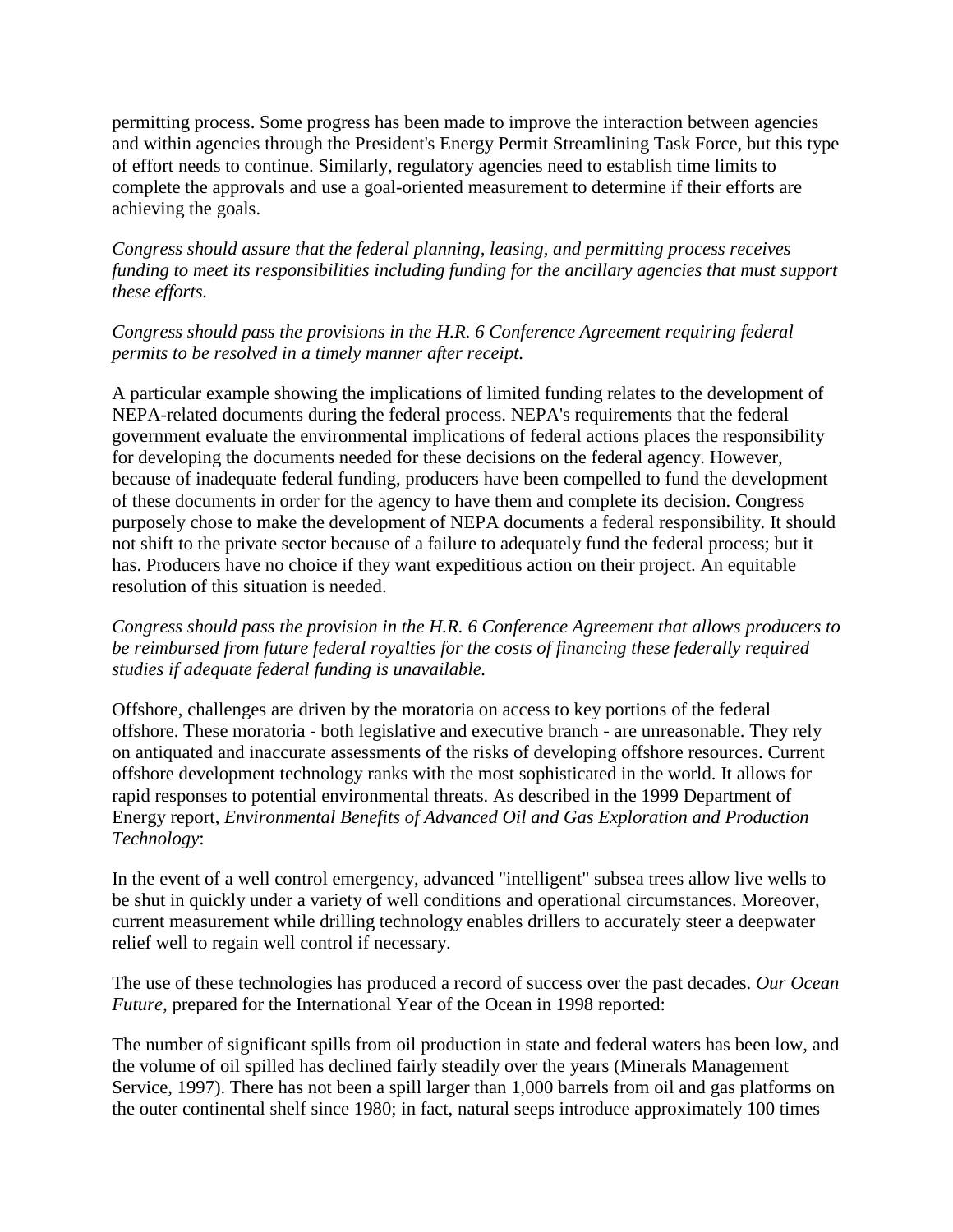permitting process. Some progress has been made to improve the interaction between agencies and within agencies through the President's Energy Permit Streamlining Task Force, but this type of effort needs to continue. Similarly, regulatory agencies need to establish time limits to complete the approvals and use a goal-oriented measurement to determine if their efforts are achieving the goals.

*Congress should assure that the federal planning, leasing, and permitting process receives funding to meet its responsibilities including funding for the ancillary agencies that must support these efforts.*

*Congress should pass the provisions in the H.R. 6 Conference Agreement requiring federal permits to be resolved in a timely manner after receipt.*

A particular example showing the implications of limited funding relates to the development of NEPA-related documents during the federal process. NEPA's requirements that the federal government evaluate the environmental implications of federal actions places the responsibility for developing the documents needed for these decisions on the federal agency. However, because of inadequate federal funding, producers have been compelled to fund the development of these documents in order for the agency to have them and complete its decision. Congress purposely chose to make the development of NEPA documents a federal responsibility. It should not shift to the private sector because of a failure to adequately fund the federal process; but it has. Producers have no choice if they want expeditious action on their project. An equitable resolution of this situation is needed.

*Congress should pass the provision in the H.R. 6 Conference Agreement that allows producers to be reimbursed from future federal royalties for the costs of financing these federally required studies if adequate federal funding is unavailable.*

Offshore, challenges are driven by the moratoria on access to key portions of the federal offshore. These moratoria - both legislative and executive branch - are unreasonable. They rely on antiquated and inaccurate assessments of the risks of developing offshore resources. Current offshore development technology ranks with the most sophisticated in the world. It allows for rapid responses to potential environmental threats. As described in the 1999 Department of Energy report, *Environmental Benefits of Advanced Oil and Gas Exploration and Production Technology*:

In the event of a well control emergency, advanced "intelligent" subsea trees allow live wells to be shut in quickly under a variety of well conditions and operational circumstances. Moreover, current measurement while drilling technology enables drillers to accurately steer a deepwater relief well to regain well control if necessary.

The use of these technologies has produced a record of success over the past decades. *Our Ocean Future*, prepared for the International Year of the Ocean in 1998 reported:

The number of significant spills from oil production in state and federal waters has been low, and the volume of oil spilled has declined fairly steadily over the years (Minerals Management Service, 1997). There has not been a spill larger than 1,000 barrels from oil and gas platforms on the outer continental shelf since 1980; in fact, natural seeps introduce approximately 100 times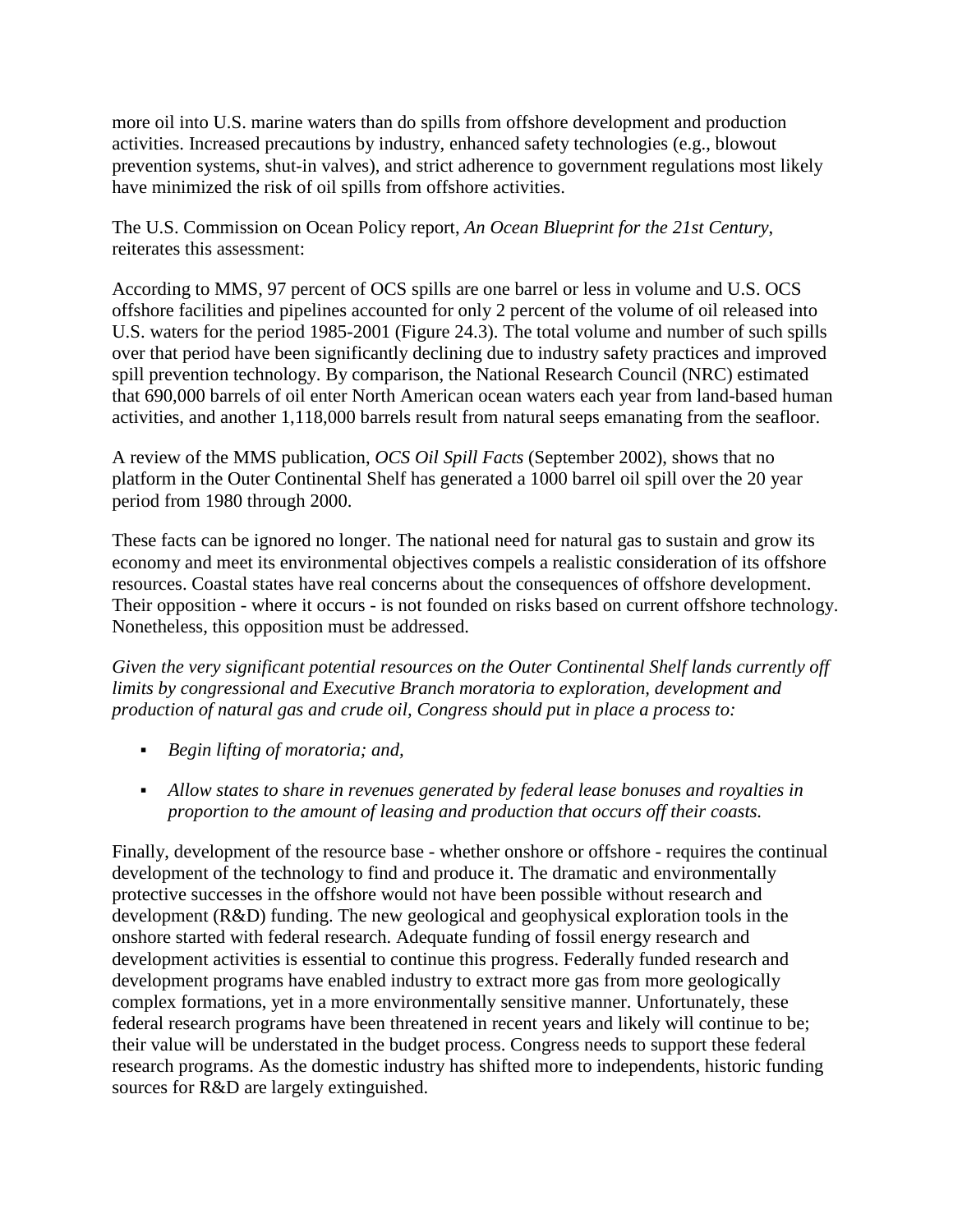more oil into U.S. marine waters than do spills from offshore development and production activities. Increased precautions by industry, enhanced safety technologies (e.g., blowout prevention systems, shut-in valves), and strict adherence to government regulations most likely have minimized the risk of oil spills from offshore activities.

The U.S. Commission on Ocean Policy report, *An Ocean Blueprint for the 21st Century*, reiterates this assessment:

According to MMS, 97 percent of OCS spills are one barrel or less in volume and U.S. OCS offshore facilities and pipelines accounted for only 2 percent of the volume of oil released into U.S. waters for the period 1985-2001 (Figure 24.3). The total volume and number of such spills over that period have been significantly declining due to industry safety practices and improved spill prevention technology. By comparison, the National Research Council (NRC) estimated that 690,000 barrels of oil enter North American ocean waters each year from land-based human activities, and another 1,118,000 barrels result from natural seeps emanating from the seafloor.

A review of the MMS publication, *OCS Oil Spill Facts* (September 2002), shows that no platform in the Outer Continental Shelf has generated a 1000 barrel oil spill over the 20 year period from 1980 through 2000.

These facts can be ignored no longer. The national need for natural gas to sustain and grow its economy and meet its environmental objectives compels a realistic consideration of its offshore resources. Coastal states have real concerns about the consequences of offshore development. Their opposition - where it occurs - is not founded on risks based on current offshore technology. Nonetheless, this opposition must be addressed.

*Given the very significant potential resources on the Outer Continental Shelf lands currently off limits by congressional and Executive Branch moratoria to exploration, development and production of natural gas and crude oil, Congress should put in place a process to:*

- *Begin lifting of moratoria; and,*
- *Allow states to share in revenues generated by federal lease bonuses and royalties in proportion to the amount of leasing and production that occurs off their coasts.*

Finally, development of the resource base - whether onshore or offshore - requires the continual development of the technology to find and produce it. The dramatic and environmentally protective successes in the offshore would not have been possible without research and development (R&D) funding. The new geological and geophysical exploration tools in the onshore started with federal research. Adequate funding of fossil energy research and development activities is essential to continue this progress. Federally funded research and development programs have enabled industry to extract more gas from more geologically complex formations, yet in a more environmentally sensitive manner. Unfortunately, these federal research programs have been threatened in recent years and likely will continue to be; their value will be understated in the budget process. Congress needs to support these federal research programs. As the domestic industry has shifted more to independents, historic funding sources for R&D are largely extinguished.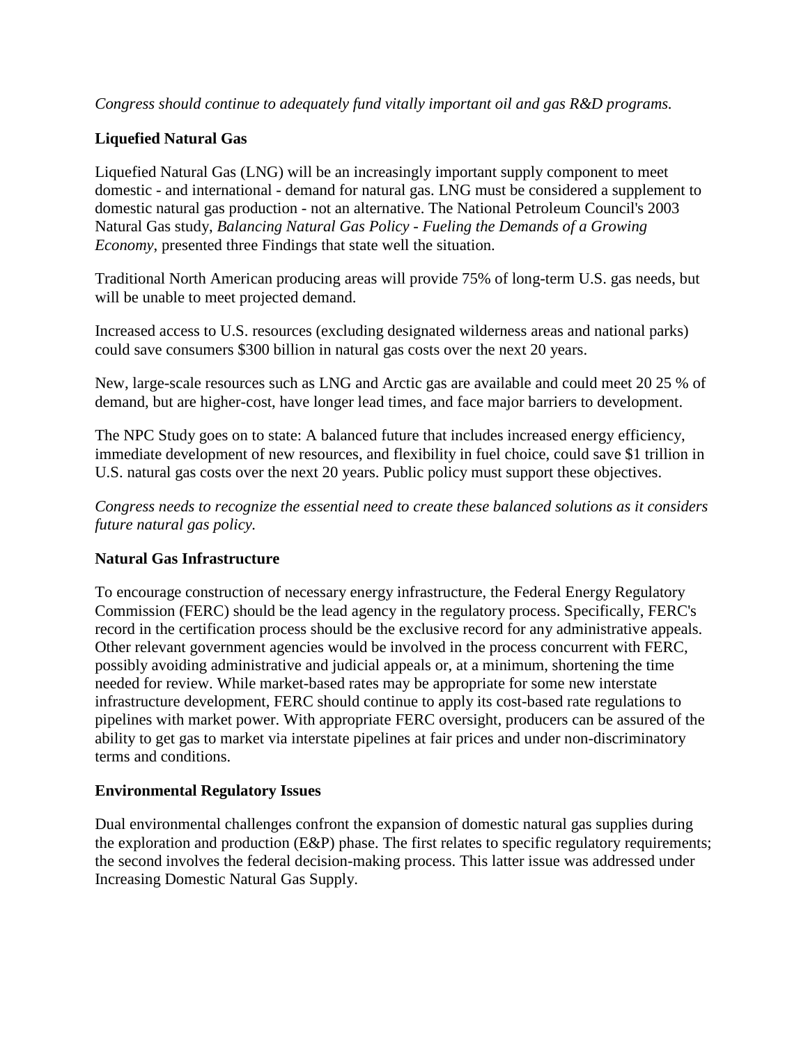*Congress should continue to adequately fund vitally important oil and gas R&D programs.*

**Liquefied Natural Gas**

Liquefied Natural Gas (LNG) will be an increasingly important supply component to meet domestic - and international - demand for natural gas. LNG must be considered a supplement to domestic natural gas production - not an alternative. The National Petroleum Council's 2003 Natural Gas study, *Balancing Natural Gas Policy - Fueling the Demands of a Growing Economy*, presented three Findings that state well the situation.

Traditional North American producing areas will provide 75% of long-term U.S. gas needs, but will be unable to meet projected demand.

Increased access to U.S. resources (excluding designated wilderness areas and national parks) could save consumers $300 billion in natural gas costs over the next 20 years.

New, large-scale resources such as LNG and Arctic gas are available and could meet 20 25 % of demand, but are higher-cost, have longer lead times, and face major barriers to development.

The NPC Study goes on to state: A balanced future that includes increased energy efficiency, immediate development of new resources, and flexibility in fuel choice, could save $1 trillion in U.S. natural gas costs over the next 20 years. Public policy must support these objectives.

*Congress needs to recognize the essential need to create these balanced solutions as it considers future natural gas policy.*

**Natural Gas Infrastructure**

To encourage construction of necessary energy infrastructure, the Federal Energy Regulatory Commission (FERC) should be the lead agency in the regulatory process. Specifically, FERC's record in the certification process should be the exclusive record for any administrative appeals. Other relevant government agencies would be involved in the process concurrent with FERC, possibly avoiding administrative and judicial appeals or, at a minimum, shortening the time needed for review. While market-based rates may be appropriate for some new interstate infrastructure development, FERC should continue to apply its cost-based rate regulations to pipelines with market power. With appropriate FERC oversight, producers can be assured of the ability to get gas to market via interstate pipelines at fair prices and under non-discriminatory terms and conditions.

**Environmental Regulatory Issues**

Dual environmental challenges confront the expansion of domestic natural gas supplies during the exploration and production (E&P) phase. The first relates to specific regulatory requirements; the second involves the federal decision-making process. This latter issue was addressed under Increasing Domestic Natural Gas Supply.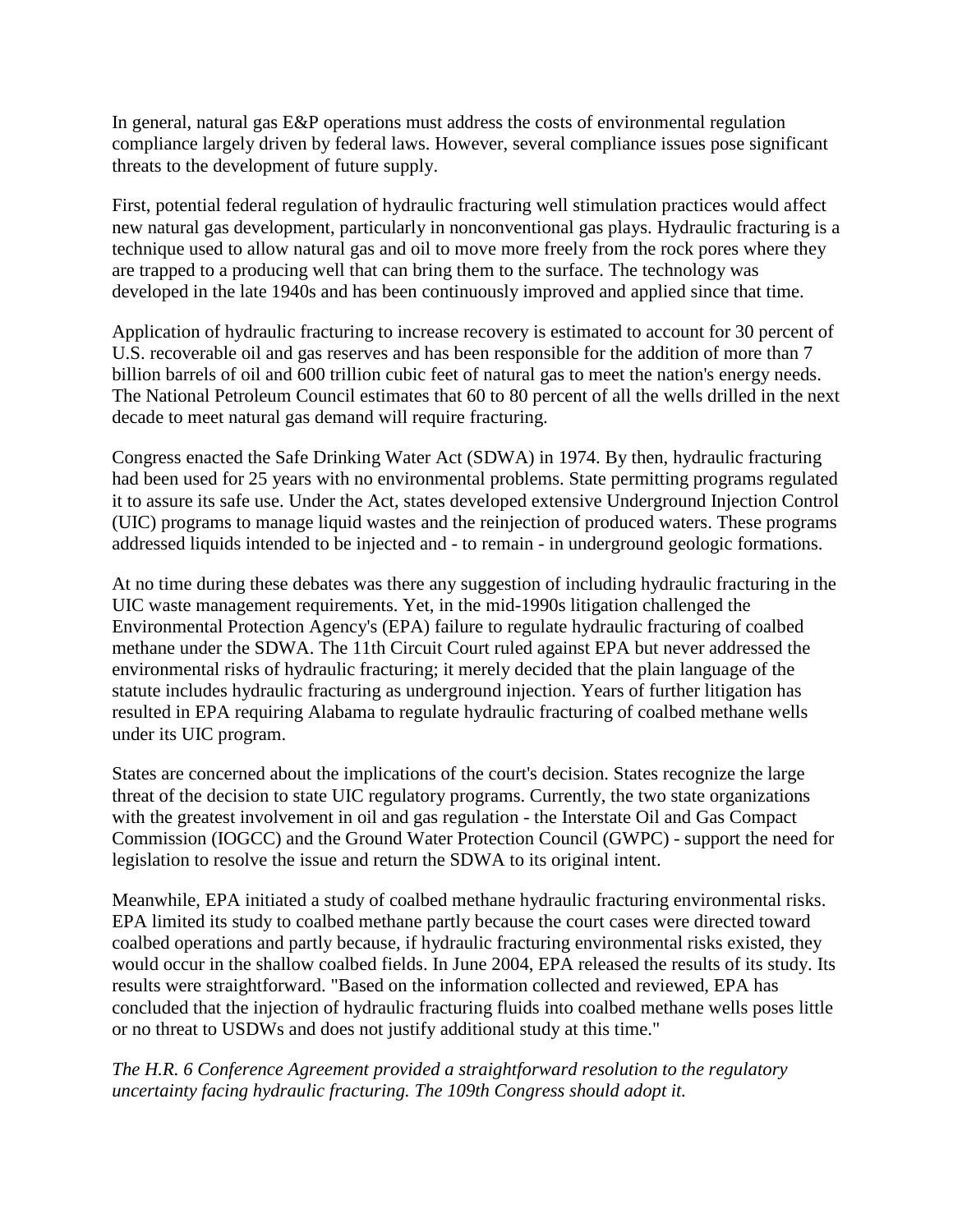In general, natural gas E&P operations must address the costs of environmental regulation compliance largely driven by federal laws. However, several compliance issues pose significant threats to the development of future supply.

First, potential federal regulation of hydraulic fracturing well stimulation practices would affect new natural gas development, particularly in nonconventional gas plays. Hydraulic fracturing is a technique used to allow natural gas and oil to move more freely from the rock pores where they are trapped to a producing well that can bring them to the surface. The technology was developed in the late 1940s and has been continuously improved and applied since that time.

Application of hydraulic fracturing to increase recovery is estimated to account for 30 percent of U.S. recoverable oil and gas reserves and has been responsible for the addition of more than 7 billion barrels of oil and 600 trillion cubic feet of natural gas to meet the nation's energy needs. The National Petroleum Council estimates that 60 to 80 percent of all the wells drilled in the next decade to meet natural gas demand will require fracturing.

Congress enacted the Safe Drinking Water Act (SDWA) in 1974. By then, hydraulic fracturing had been used for 25 years with no environmental problems. State permitting programs regulated it to assure its safe use. Under the Act, states developed extensive Underground Injection Control (UIC) programs to manage liquid wastes and the reinjection of produced waters. These programs addressed liquids intended to be injected and - to remain - in underground geologic formations.

At no time during these debates was there any suggestion of including hydraulic fracturing in the UIC waste management requirements. Yet, in the mid-1990s litigation challenged the Environmental Protection Agency's (EPA) failure to regulate hydraulic fracturing of coalbed methane under the SDWA. The 11th Circuit Court ruled against EPA but never addressed the environmental risks of hydraulic fracturing; it merely decided that the plain language of the statute includes hydraulic fracturing as underground injection. Years of further litigation has resulted in EPA requiring Alabama to regulate hydraulic fracturing of coalbed methane wells under its UIC program.

States are concerned about the implications of the court's decision. States recognize the large threat of the decision to state UIC regulatory programs. Currently, the two state organizations with the greatest involvement in oil and gas regulation - the Interstate Oil and Gas Compact Commission (IOGCC) and the Ground Water Protection Council (GWPC) - support the need for legislation to resolve the issue and return the SDWA to its original intent.

Meanwhile, EPA initiated a study of coalbed methane hydraulic fracturing environmental risks. EPA limited its study to coalbed methane partly because the court cases were directed toward coalbed operations and partly because, if hydraulic fracturing environmental risks existed, they would occur in the shallow coalbed fields. In June 2004, EPA released the results of its study. Its results were straightforward. "Based on the information collected and reviewed, EPA has concluded that the injection of hydraulic fracturing fluids into coalbed methane wells poses little or no threat to USDWs and does not justify additional study at this time."

*The H.R. 6 Conference Agreement provided a straightforward resolution to the regulatory uncertainty facing hydraulic fracturing. The 109th Congress should adopt it.*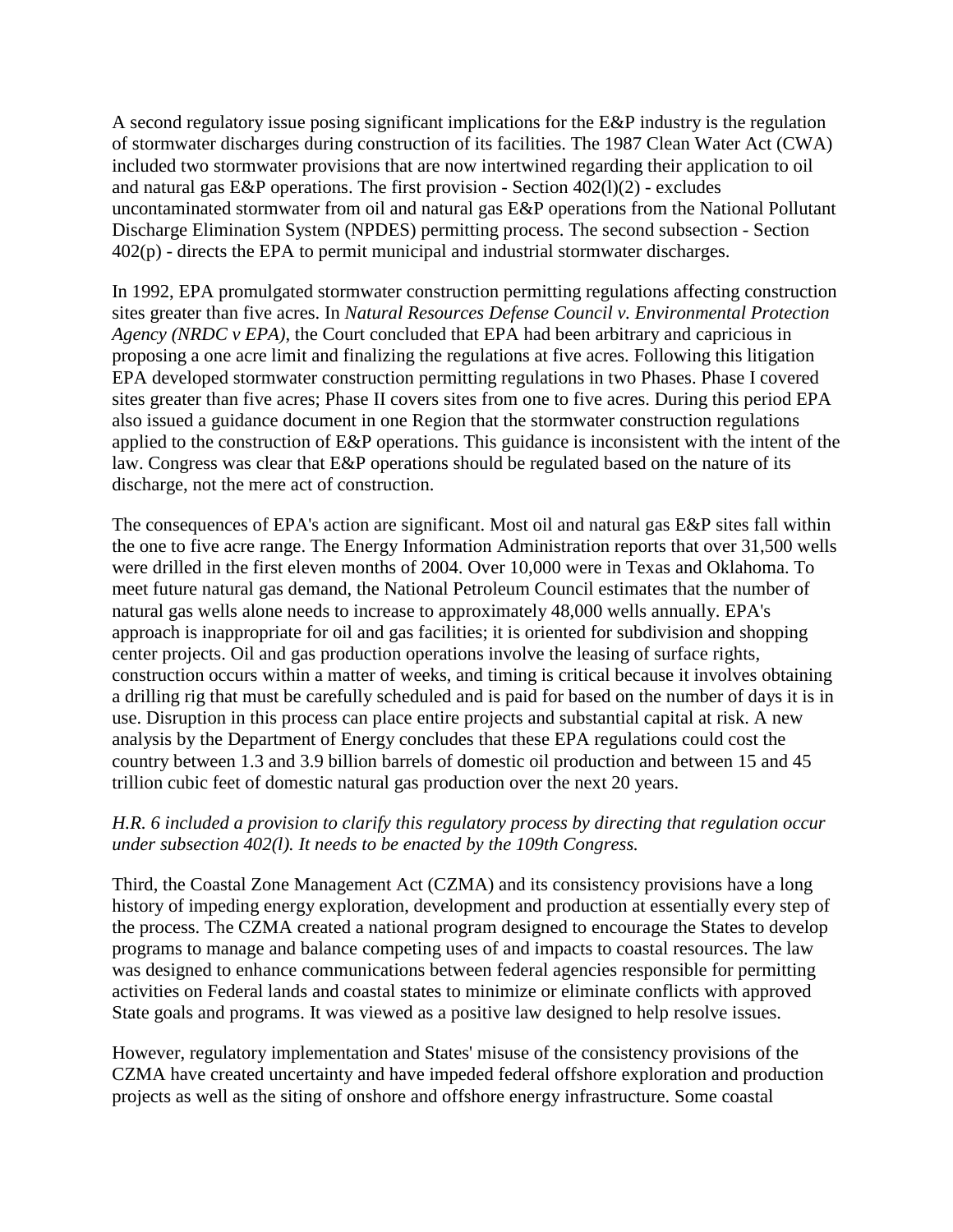A second regulatory issue posing significant implications for the E&P industry is the regulation of stormwater discharges during construction of its facilities. The 1987 Clean Water Act (CWA) included two stormwater provisions that are now intertwined regarding their application to oil and natural gas E&P operations. The first provision - Section 402(l)(2) - excludes uncontaminated stormwater from oil and natural gas E&P operations from the National Pollutant Discharge Elimination System (NPDES) permitting process. The second subsection - Section 402(p) - directs the EPA to permit municipal and industrial stormwater discharges.

In 1992, EPA promulgated stormwater construction permitting regulations affecting construction sites greater than five acres. In *Natural Resources Defense Council v. Environmental Protection Agency (NRDC v EPA)*, the Court concluded that EPA had been arbitrary and capricious in proposing a one acre limit and finalizing the regulations at five acres. Following this litigation EPA developed stormwater construction permitting regulations in two Phases. Phase I covered sites greater than five acres; Phase II covers sites from one to five acres. During this period EPA also issued a guidance document in one Region that the stormwater construction regulations applied to the construction of E&P operations. This guidance is inconsistent with the intent of the law. Congress was clear that E&P operations should be regulated based on the nature of its discharge, not the mere act of construction.

The consequences of EPA's action are significant. Most oil and natural gas E&P sites fall within the one to five acre range. The Energy Information Administration reports that over 31,500 wells were drilled in the first eleven months of 2004. Over 10,000 were in Texas and Oklahoma. To meet future natural gas demand, the National Petroleum Council estimates that the number of natural gas wells alone needs to increase to approximately 48,000 wells annually. EPA's approach is inappropriate for oil and gas facilities; it is oriented for subdivision and shopping center projects. Oil and gas production operations involve the leasing of surface rights, construction occurs within a matter of weeks, and timing is critical because it involves obtaining a drilling rig that must be carefully scheduled and is paid for based on the number of days it is in use. Disruption in this process can place entire projects and substantial capital at risk. A new analysis by the Department of Energy concludes that these EPA regulations could cost the country between 1.3 and 3.9 billion barrels of domestic oil production and between 15 and 45 trillion cubic feet of domestic natural gas production over the next 20 years.

*H.R. 6 included a provision to clarify this regulatory process by directing that regulation occur under subsection 402(l). It needs to be enacted by the 109th Congress.*

Third, the Coastal Zone Management Act (CZMA) and its consistency provisions have a long history of impeding energy exploration, development and production at essentially every step of the process. The CZMA created a national program designed to encourage the States to develop programs to manage and balance competing uses of and impacts to coastal resources. The law was designed to enhance communications between federal agencies responsible for permitting activities on Federal lands and coastal states to minimize or eliminate conflicts with approved State goals and programs. It was viewed as a positive law designed to help resolve issues.

However, regulatory implementation and States' misuse of the consistency provisions of the CZMA have created uncertainty and have impeded federal offshore exploration and production projects as well as the siting of onshore and offshore energy infrastructure. Some coastal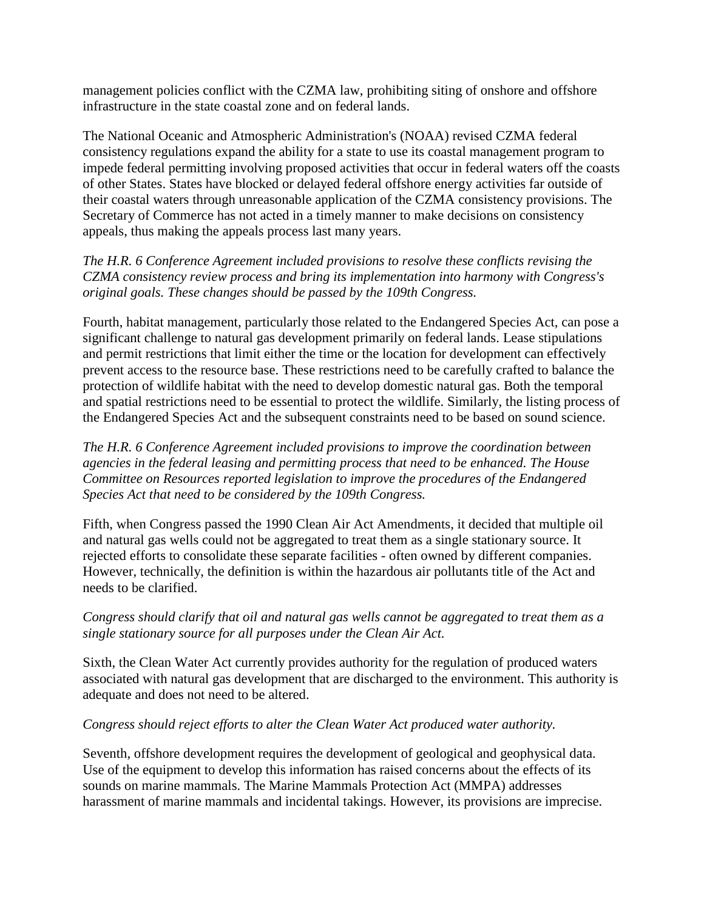management policies conflict with the CZMA law, prohibiting siting of onshore and offshore infrastructure in the state coastal zone and on federal lands.

The National Oceanic and Atmospheric Administration's (NOAA) revised CZMA federal consistency regulations expand the ability for a state to use its coastal management program to impede federal permitting involving proposed activities that occur in federal waters off the coasts of other States. States have blocked or delayed federal offshore energy activities far outside of their coastal waters through unreasonable application of the CZMA consistency provisions. The Secretary of Commerce has not acted in a timely manner to make decisions on consistency appeals, thus making the appeals process last many years.

*The H.R. 6 Conference Agreement included provisions to resolve these conflicts revising the CZMA consistency review process and bring its implementation into harmony with Congress's original goals. These changes should be passed by the 109th Congress.*

Fourth, habitat management, particularly those related to the Endangered Species Act, can pose a significant challenge to natural gas development primarily on federal lands. Lease stipulations and permit restrictions that limit either the time or the location for development can effectively prevent access to the resource base. These restrictions need to be carefully crafted to balance the protection of wildlife habitat with the need to develop domestic natural gas. Both the temporal and spatial restrictions need to be essential to protect the wildlife. Similarly, the listing process of the Endangered Species Act and the subsequent constraints need to be based on sound science.

*The H.R. 6 Conference Agreement included provisions to improve the coordination between agencies in the federal leasing and permitting process that need to be enhanced. The House Committee on Resources reported legislation to improve the procedures of the Endangered Species Act that need to be considered by the 109th Congress.*

Fifth, when Congress passed the 1990 Clean Air Act Amendments, it decided that multiple oil and natural gas wells could not be aggregated to treat them as a single stationary source. It rejected efforts to consolidate these separate facilities - often owned by different companies. However, technically, the definition is within the hazardous air pollutants title of the Act and needs to be clarified.

*Congress should clarify that oil and natural gas wells cannot be aggregated to treat them as a single stationary source for all purposes under the Clean Air Act.*

Sixth, the Clean Water Act currently provides authority for the regulation of produced waters associated with natural gas development that are discharged to the environment. This authority is adequate and does not need to be altered.

*Congress should reject efforts to alter the Clean Water Act produced water authority.*

Seventh, offshore development requires the development of geological and geophysical data. Use of the equipment to develop this information has raised concerns about the effects of its sounds on marine mammals. The Marine Mammals Protection Act (MMPA) addresses harassment of marine mammals and incidental takings. However, its provisions are imprecise.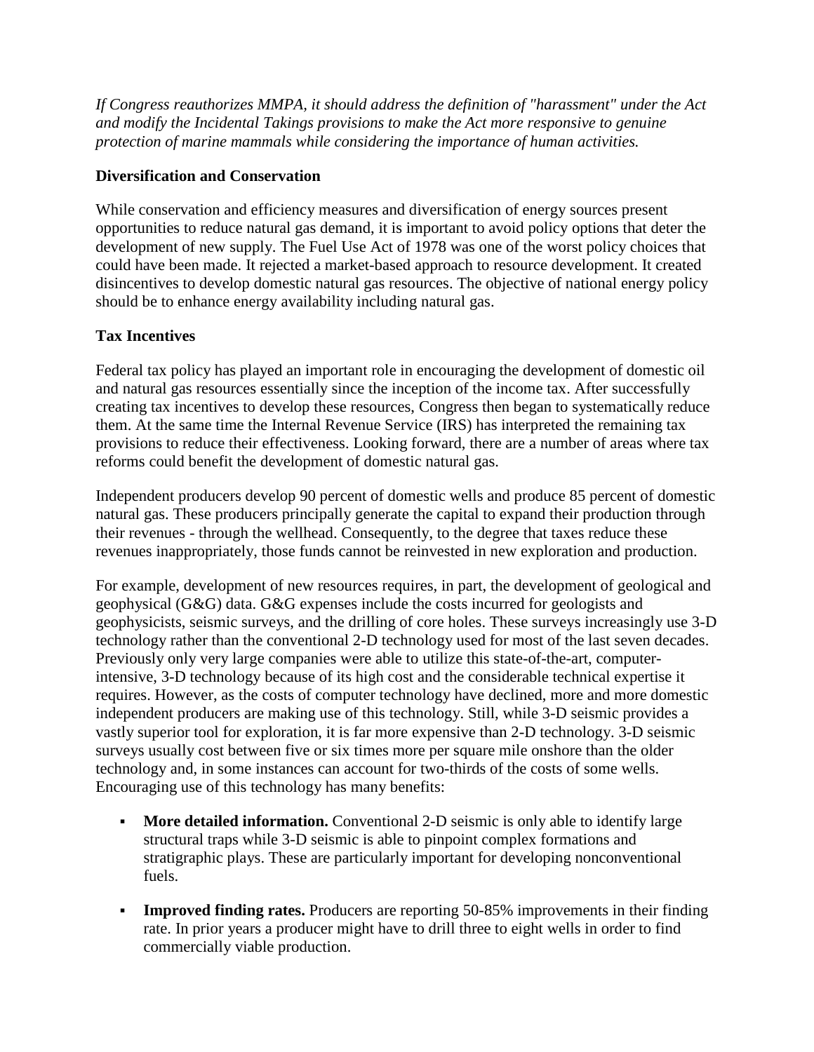*If Congress reauthorizes MMPA, it should address the definition of "harassment" under the Act and modify the Incidental Takings provisions to make the Act more responsive to genuine protection of marine mammals while considering the importance of human activities.*

**Diversification and Conservation**

While conservation and efficiency measures and diversification of energy sources present opportunities to reduce natural gas demand, it is important to avoid policy options that deter the development of new supply. The Fuel Use Act of 1978 was one of the worst policy choices that could have been made. It rejected a market-based approach to resource development. It created disincentives to develop domestic natural gas resources. The objective of national energy policy should be to enhance energy availability including natural gas.

**Tax Incentives**

Federal tax policy has played an important role in encouraging the development of domestic oil and natural gas resources essentially since the inception of the income tax. After successfully creating tax incentives to develop these resources, Congress then began to systematically reduce them. At the same time the Internal Revenue Service (IRS) has interpreted the remaining tax provisions to reduce their effectiveness. Looking forward, there are a number of areas where tax reforms could benefit the development of domestic natural gas.

Independent producers develop 90 percent of domestic wells and produce 85 percent of domestic natural gas. These producers principally generate the capital to expand their production through their revenues - through the wellhead. Consequently, to the degree that taxes reduce these revenues inappropriately, those funds cannot be reinvested in new exploration and production.

For example, development of new resources requires, in part, the development of geological and geophysical (G&G) data. G&G expenses include the costs incurred for geologists and geophysicists, seismic surveys, and the drilling of core holes. These surveys increasingly use 3-D technology rather than the conventional 2-D technology used for most of the last seven decades. Previously only very large companies were able to utilize this state-of-the-art, computer-intensive, 3-D technology because of its high cost and the considerable technical expertise it requires. However, as the costs of computer technology have declined, more and more domestic independent producers are making use of this technology. Still, while 3-D seismic provides a vastly superior tool for exploration, it is far more expensive than 2-D technology. 3-D seismic surveys usually cost between five or six times more per square mile onshore than the older technology and, in some instances can account for two-thirds of the costs of some wells. Encouraging use of this technology has many benefits:

- **More detailed information.** Conventional 2-D seismic is only able to identify large structural traps while 3-D seismic is able to pinpoint complex formations and stratigraphic plays. These are particularly important for developing nonconventional fuels.
- **Improved finding rates.** Producers are reporting 50-85% improvements in their finding rate. In prior years a producer might have to drill three to eight wells in order to find commercially viable production.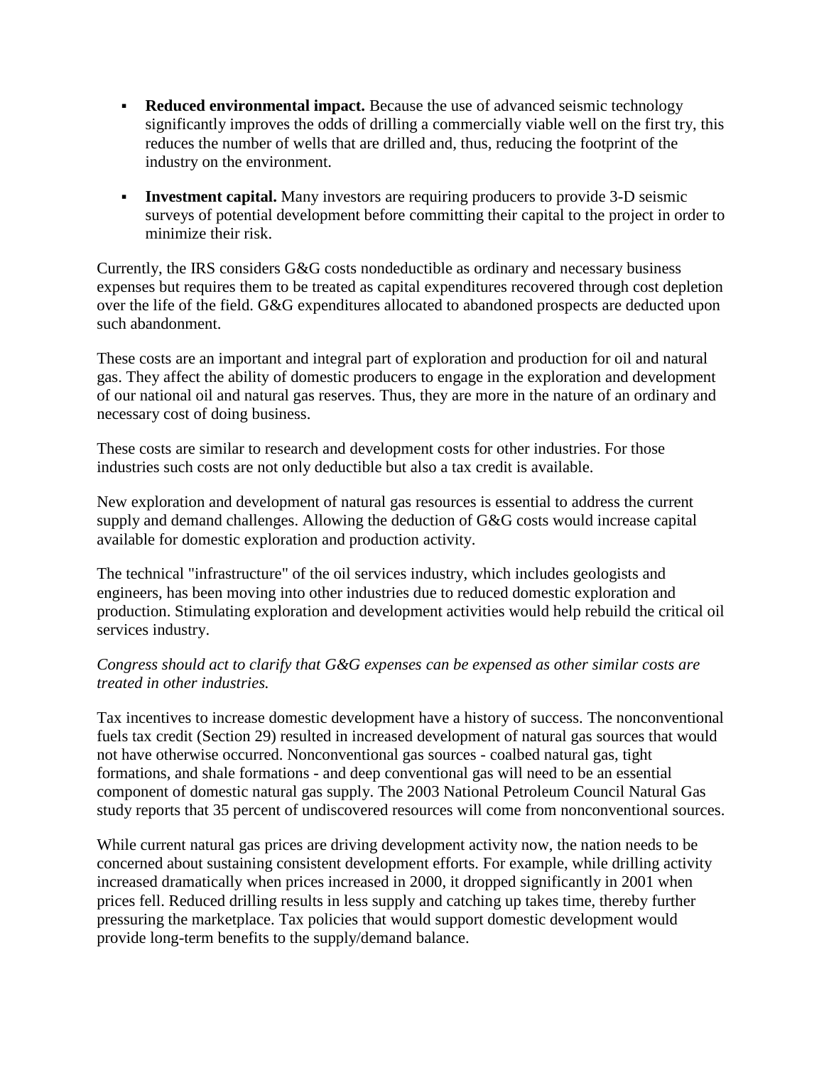- **Reduced environmental impact.** Because the use of advanced seismic technology significantly improves the odds of drilling a commercially viable well on the first try, this reduces the number of wells that are drilled and, thus, reducing the footprint of the industry on the environment.
- **Investment capital.** Many investors are requiring producers to provide 3-D seismic surveys of potential development before committing their capital to the project in order to minimize their risk.

Currently, the IRS considers G&G costs nondeductible as ordinary and necessary business expenses but requires them to be treated as capital expenditures recovered through cost depletion over the life of the field. G&G expenditures allocated to abandoned prospects are deducted upon such abandonment.

These costs are an important and integral part of exploration and production for oil and natural gas. They affect the ability of domestic producers to engage in the exploration and development of our national oil and natural gas reserves. Thus, they are more in the nature of an ordinary and necessary cost of doing business.

These costs are similar to research and development costs for other industries. For those industries such costs are not only deductible but also a tax credit is available.

New exploration and development of natural gas resources is essential to address the current supply and demand challenges. Allowing the deduction of G&G costs would increase capital available for domestic exploration and production activity.

The technical "infrastructure" of the oil services industry, which includes geologists and engineers, has been moving into other industries due to reduced domestic exploration and production. Stimulating exploration and development activities would help rebuild the critical oil services industry.

*Congress should act to clarify that G&G expenses can be expensed as other similar costs are treated in other industries.*

Tax incentives to increase domestic development have a history of success. The nonconventional fuels tax credit (Section 29) resulted in increased development of natural gas sources that would not have otherwise occurred. Nonconventional gas sources - coalbed natural gas, tight formations, and shale formations - and deep conventional gas will need to be an essential component of domestic natural gas supply. The 2003 National Petroleum Council Natural Gas study reports that 35 percent of undiscovered resources will come from nonconventional sources.

While current natural gas prices are driving development activity now, the nation needs to be concerned about sustaining consistent development efforts. For example, while drilling activity increased dramatically when prices increased in 2000, it dropped significantly in 2001 when prices fell. Reduced drilling results in less supply and catching up takes time, thereby further pressuring the marketplace. Tax policies that would support domestic development would provide long-term benefits to the supply/demand balance.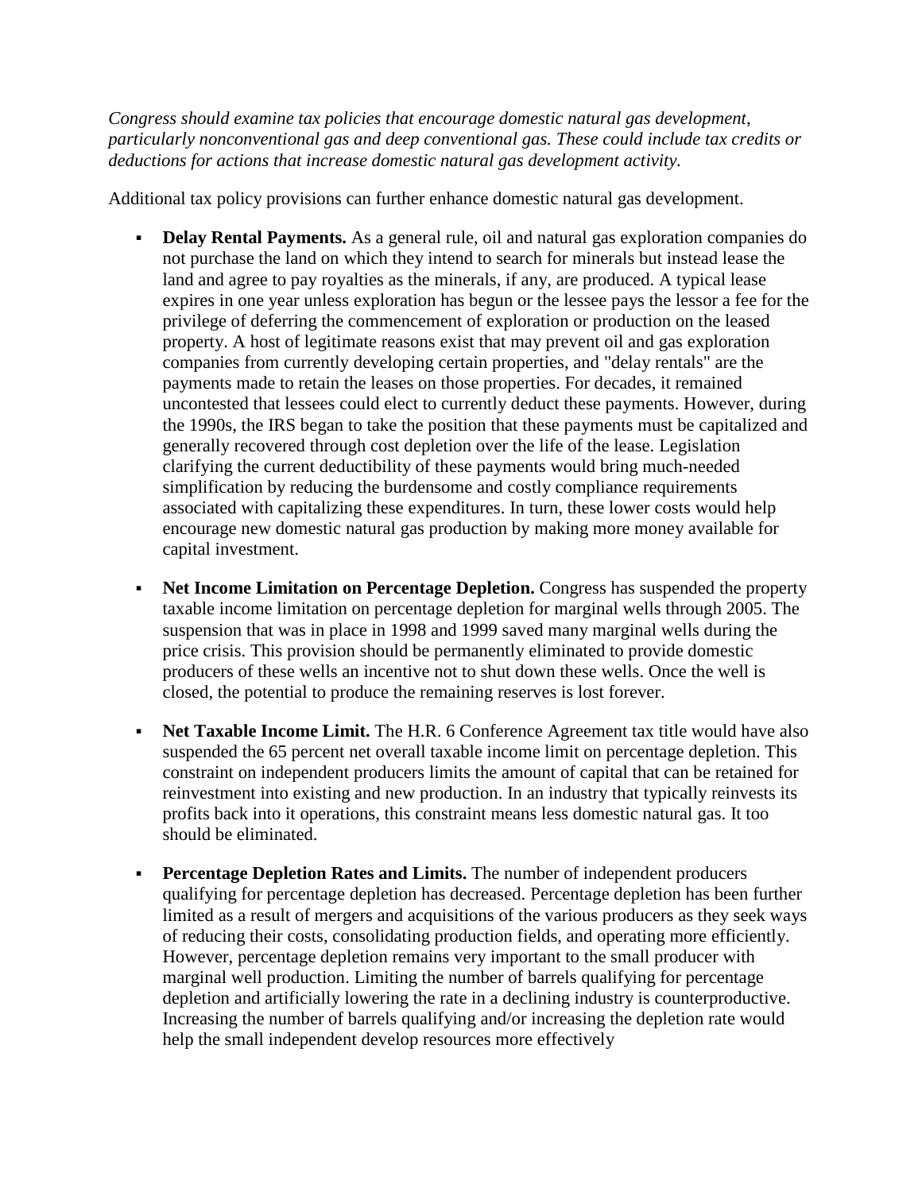*Congress should examine tax policies that encourage domestic natural gas development, particularly nonconventional gas and deep conventional gas. These could include tax credits or deductions for actions that increase domestic natural gas development activity.*

Additional tax policy provisions can further enhance domestic natural gas development.

- **Delay Rental Payments.** As a general rule, oil and natural gas exploration companies do not purchase the land on which they intend to search for minerals but instead lease the land and agree to pay royalties as the minerals, if any, are produced. A typical lease expires in one year unless exploration has begun or the lessee pays the lessor a fee for the privilege of deferring the commencement of exploration or production on the leased property. A host of legitimate reasons exist that may prevent oil and gas exploration companies from currently developing certain properties, and "delay rentals" are the payments made to retain the leases on those properties. For decades, it remained uncontested that lessees could elect to currently deduct these payments. However, during the 1990s, the IRS began to take the position that these payments must be capitalized and generally recovered through cost depletion over the life of the lease. Legislation clarifying the current deductibility of these payments would bring much-needed simplification by reducing the burdensome and costly compliance requirements associated with capitalizing these expenditures. In turn, these lower costs would help encourage new domestic natural gas production by making more money available for capital investment.

- **Net Income Limitation on Percentage Depletion.** Congress has suspended the property taxable income limitation on percentage depletion for marginal wells through 2005. The suspension that was in place in 1998 and 1999 saved many marginal wells during the price crisis. This provision should be permanently eliminated to provide domestic producers of these wells an incentive not to shut down these wells. Once the well is closed, the potential to produce the remaining reserves is lost forever.

- **Net Taxable Income Limit.** The H.R. 6 Conference Agreement tax title would have also suspended the 65 percent net overall taxable income limit on percentage depletion. This constraint on independent producers limits the amount of capital that can be retained for reinvestment into existing and new production. In an industry that typically reinvests its profits back into it operations, this constraint means less domestic natural gas. It too should be eliminated.

- **Percentage Depletion Rates and Limits.** The number of independent producers qualifying for percentage depletion has decreased. Percentage depletion has been further limited as a result of mergers and acquisitions of the various producers as they seek ways of reducing their costs, consolidating production fields, and operating more efficiently. However, percentage depletion remains very important to the small producer with marginal well production. Limiting the number of barrels qualifying for percentage depletion and artificially lowering the rate in a declining industry is counterproductive. Increasing the number of barrels qualifying and/or increasing the depletion rate would help the small independent develop resources more effectively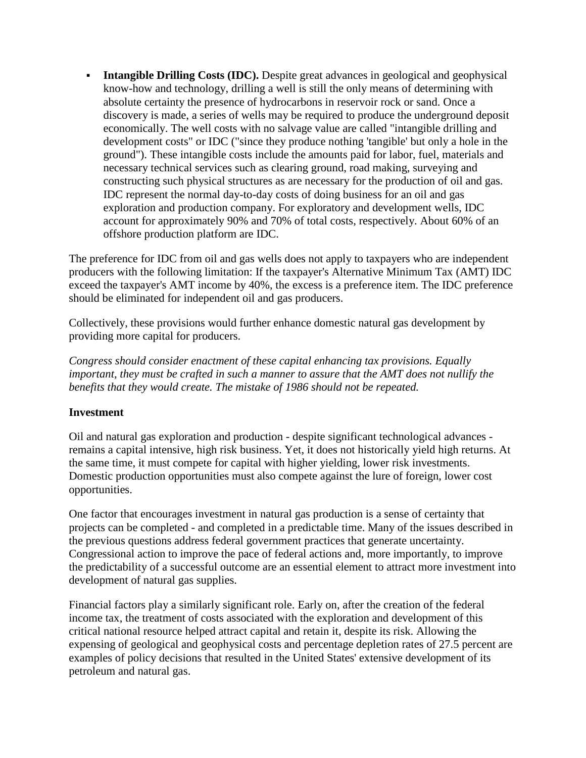- **Intangible Drilling Costs (IDC).** Despite great advances in geological and geophysical know-how and technology, drilling a well is still the only means of determining with absolute certainty the presence of hydrocarbons in reservoir rock or sand. Once a discovery is made, a series of wells may be required to produce the underground deposit economically. The well costs with no salvage value are called "intangible drilling and development costs" or IDC ("since they produce nothing 'tangible' but only a hole in the ground"). These intangible costs include the amounts paid for labor, fuel, materials and necessary technical services such as clearing ground, road making, surveying and constructing such physical structures as are necessary for the production of oil and gas. IDC represent the normal day-to-day costs of doing business for an oil and gas exploration and production company. For exploratory and development wells, IDC account for approximately 90% and 70% of total costs, respectively. About 60% of an offshore production platform are IDC.

The preference for IDC from oil and gas wells does not apply to taxpayers who are independent producers with the following limitation: If the taxpayer's Alternative Minimum Tax (AMT) IDC exceed the taxpayer's AMT income by 40%, the excess is a preference item. The IDC preference should be eliminated for independent oil and gas producers.

Collectively, these provisions would further enhance domestic natural gas development by providing more capital for producers.

*Congress should consider enactment of these capital enhancing tax provisions. Equally important, they must be crafted in such a manner to assure that the AMT does not nullify the benefits that they would create. The mistake of 1986 should not be repeated.*

**Investment**

Oil and natural gas exploration and production - despite significant technological advances - remains a capital intensive, high risk business. Yet, it does not historically yield high returns. At the same time, it must compete for capital with higher yielding, lower risk investments. Domestic production opportunities must also compete against the lure of foreign, lower cost opportunities.

One factor that encourages investment in natural gas production is a sense of certainty that projects can be completed - and completed in a predictable time. Many of the issues described in the previous questions address federal government practices that generate uncertainty. Congressional action to improve the pace of federal actions and, more importantly, to improve the predictability of a successful outcome are an essential element to attract more investment into development of natural gas supplies.

Financial factors play a similarly significant role. Early on, after the creation of the federal income tax, the treatment of costs associated with the exploration and development of this critical national resource helped attract capital and retain it, despite its risk. Allowing the expensing of geological and geophysical costs and percentage depletion rates of 27.5 percent are examples of policy decisions that resulted in the United States' extensive development of its petroleum and natural gas.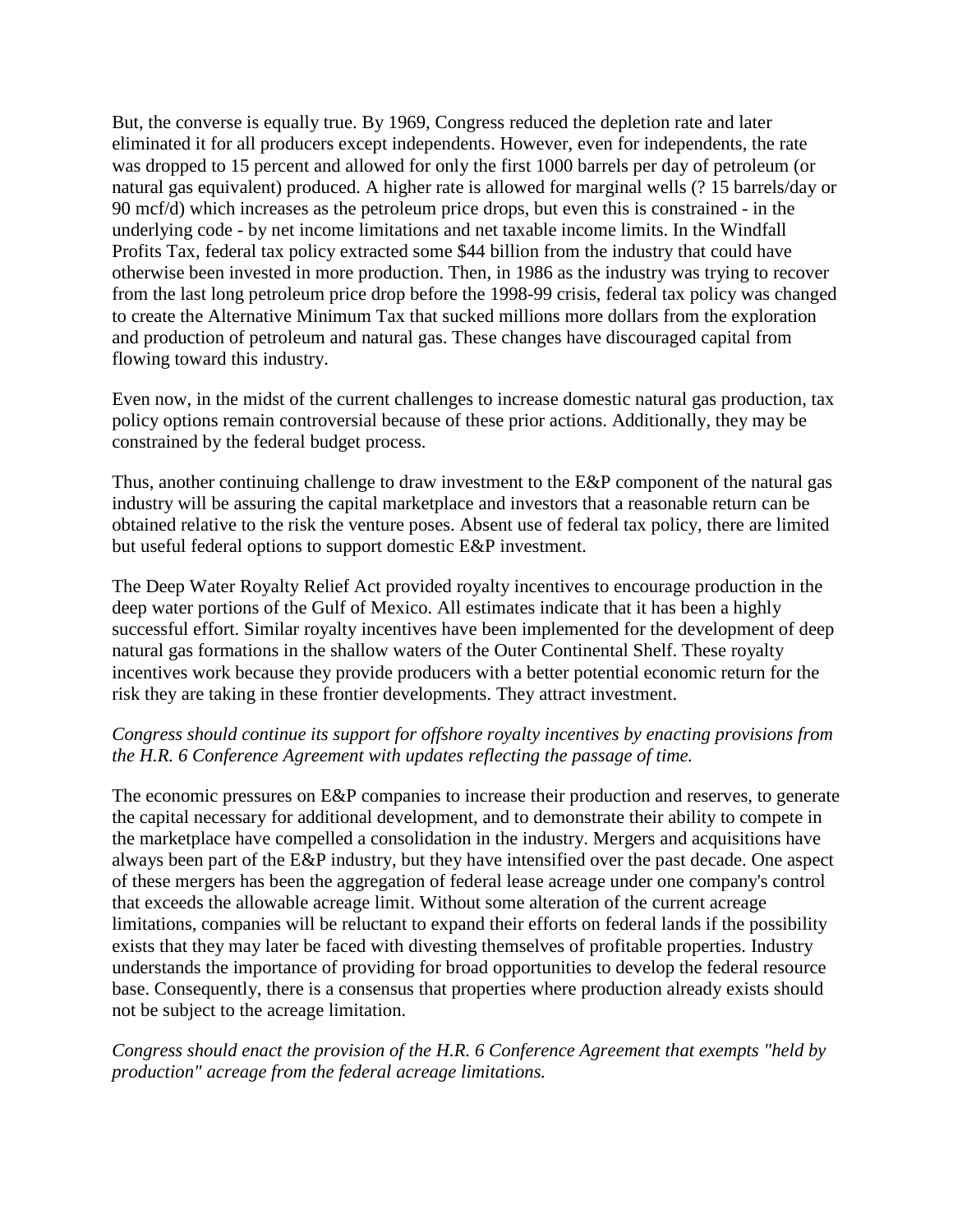But, the converse is equally true. By 1969, Congress reduced the depletion rate and later eliminated it for all producers except independents. However, even for independents, the rate was dropped to 15 percent and allowed for only the first 1000 barrels per day of petroleum (or natural gas equivalent) produced. A higher rate is allowed for marginal wells (? 15 barrels/day or 90 mcf/d) which increases as the petroleum price drops, but even this is constrained - in the underlying code - by net income limitations and net taxable income limits. In the Windfall Profits Tax, federal tax policy extracted some $44 billion from the industry that could have otherwise been invested in more production. Then, in 1986 as the industry was trying to recover from the last long petroleum price drop before the 1998-99 crisis, federal tax policy was changed to create the Alternative Minimum Tax that sucked millions more dollars from the exploration and production of petroleum and natural gas. These changes have discouraged capital from flowing toward this industry.

Even now, in the midst of the current challenges to increase domestic natural gas production, tax policy options remain controversial because of these prior actions. Additionally, they may be constrained by the federal budget process.

Thus, another continuing challenge to draw investment to the E&P component of the natural gas industry will be assuring the capital marketplace and investors that a reasonable return can be obtained relative to the risk the venture poses. Absent use of federal tax policy, there are limited but useful federal options to support domestic E&P investment.

The Deep Water Royalty Relief Act provided royalty incentives to encourage production in the deep water portions of the Gulf of Mexico. All estimates indicate that it has been a highly successful effort. Similar royalty incentives have been implemented for the development of deep natural gas formations in the shallow waters of the Outer Continental Shelf. These royalty incentives work because they provide producers with a better potential economic return for the risk they are taking in these frontier developments. They attract investment.

*Congress should continue its support for offshore royalty incentives by enacting provisions from the H.R. 6 Conference Agreement with updates reflecting the passage of time.*

The economic pressures on E&P companies to increase their production and reserves, to generate the capital necessary for additional development, and to demonstrate their ability to compete in the marketplace have compelled a consolidation in the industry. Mergers and acquisitions have always been part of the E&P industry, but they have intensified over the past decade. One aspect of these mergers has been the aggregation of federal lease acreage under one company's control that exceeds the allowable acreage limit. Without some alteration of the current acreage limitations, companies will be reluctant to expand their efforts on federal lands if the possibility exists that they may later be faced with divesting themselves of profitable properties. Industry understands the importance of providing for broad opportunities to develop the federal resource base. Consequently, there is a consensus that properties where production already exists should not be subject to the acreage limitation.

*Congress should enact the provision of the H.R. 6 Conference Agreement that exempts "held by production" acreage from the federal acreage limitations.*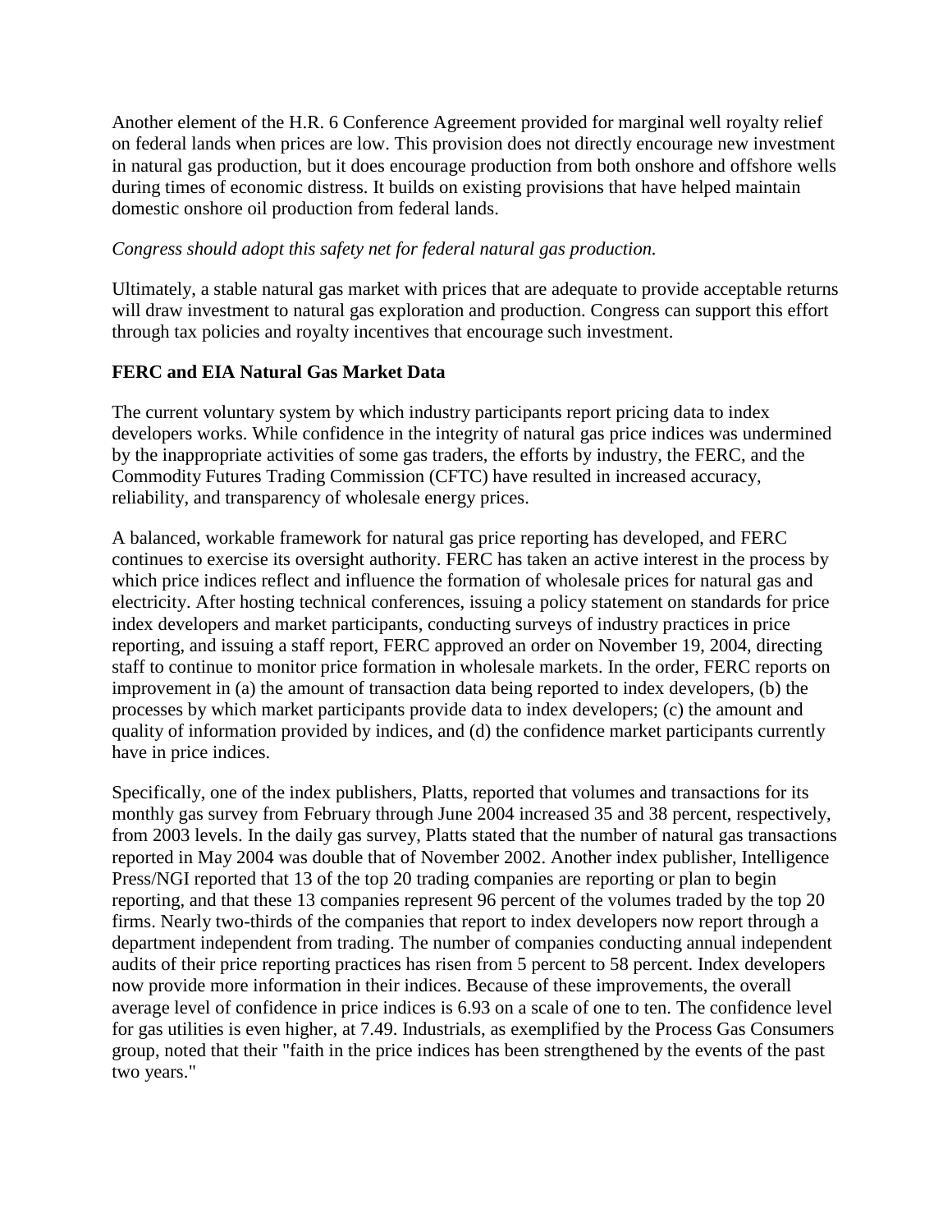Another element of the H.R. 6 Conference Agreement provided for marginal well royalty relief on federal lands when prices are low. This provision does not directly encourage new investment in natural gas production, but it does encourage production from both onshore and offshore wells during times of economic distress. It builds on existing provisions that have helped maintain domestic onshore oil production from federal lands.

*Congress should adopt this safety net for federal natural gas production.*

Ultimately, a stable natural gas market with prices that are adequate to provide acceptable returns will draw investment to natural gas exploration and production. Congress can support this effort through tax policies and royalty incentives that encourage such investment.

**FERC and EIA Natural Gas Market Data**

The current voluntary system by which industry participants report pricing data to index developers works. While confidence in the integrity of natural gas price indices was undermined by the inappropriate activities of some gas traders, the efforts by industry, the FERC, and the Commodity Futures Trading Commission (CFTC) have resulted in increased accuracy, reliability, and transparency of wholesale energy prices.

A balanced, workable framework for natural gas price reporting has developed, and FERC continues to exercise its oversight authority. FERC has taken an active interest in the process by which price indices reflect and influence the formation of wholesale prices for natural gas and electricity. After hosting technical conferences, issuing a policy statement on standards for price index developers and market participants, conducting surveys of industry practices in price reporting, and issuing a staff report, FERC approved an order on November 19, 2004, directing staff to continue to monitor price formation in wholesale markets. In the order, FERC reports on improvement in (a) the amount of transaction data being reported to index developers, (b) the processes by which market participants provide data to index developers; (c) the amount and quality of information provided by indices, and (d) the confidence market participants currently have in price indices.

Specifically, one of the index publishers, Platts, reported that volumes and transactions for its monthly gas survey from February through June 2004 increased 35 and 38 percent, respectively, from 2003 levels. In the daily gas survey, Platts stated that the number of natural gas transactions reported in May 2004 was double that of November 2002. Another index publisher, Intelligence Press/NGI reported that 13 of the top 20 trading companies are reporting or plan to begin reporting, and that these 13 companies represent 96 percent of the volumes traded by the top 20 firms. Nearly two-thirds of the companies that report to index developers now report through a department independent from trading. The number of companies conducting annual independent audits of their price reporting practices has risen from 5 percent to 58 percent. Index developers now provide more information in their indices. Because of these improvements, the overall average level of confidence in price indices is 6.93 on a scale of one to ten. The confidence level for gas utilities is even higher, at 7.49. Industrials, as exemplified by the Process Gas Consumers group, noted that their "faith in the price indices has been strengthened by the events of the past two years."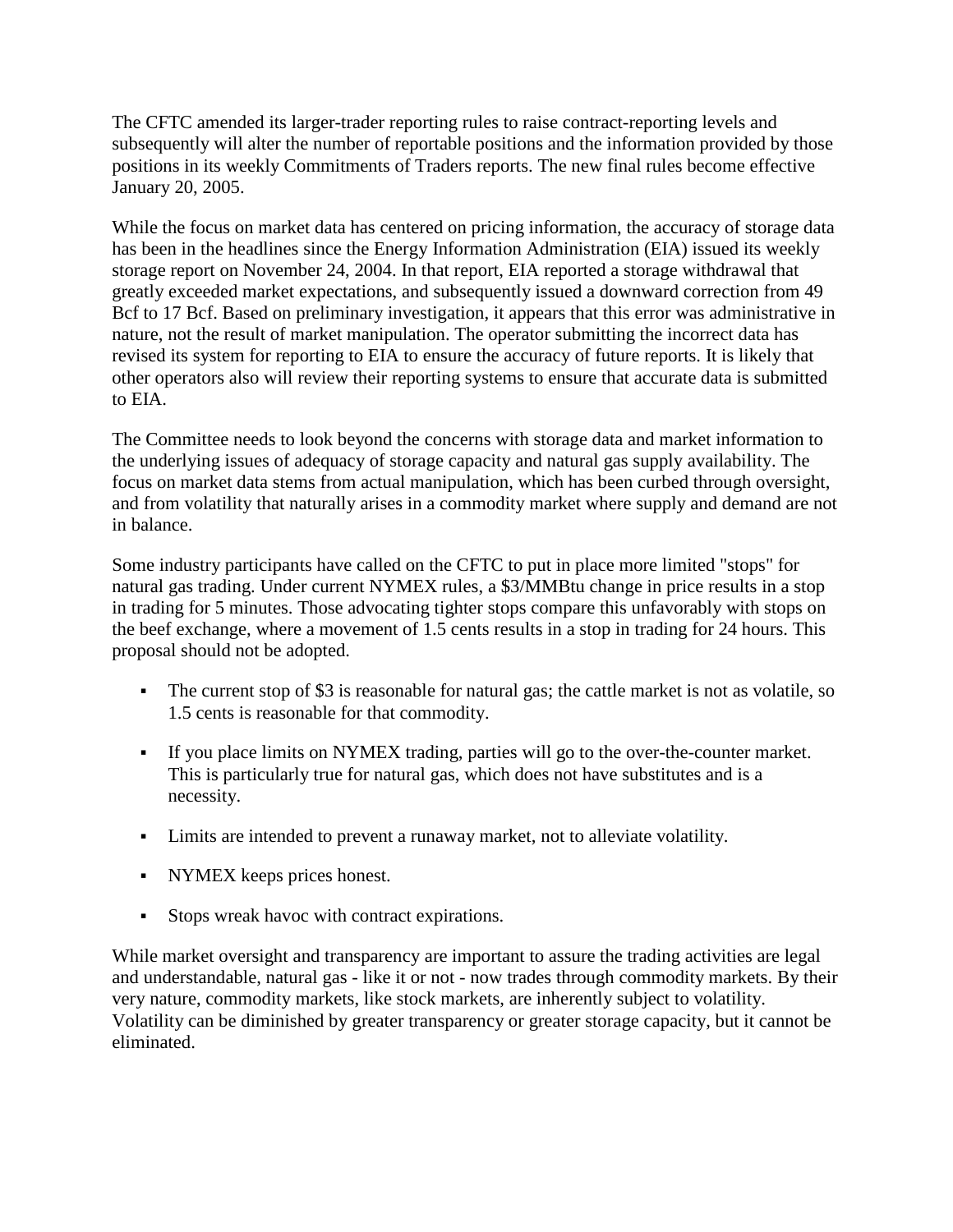The CFTC amended its larger-trader reporting rules to raise contract-reporting levels and subsequently will alter the number of reportable positions and the information provided by those positions in its weekly Commitments of Traders reports. The new final rules become effective January 20, 2005.

While the focus on market data has centered on pricing information, the accuracy of storage data has been in the headlines since the Energy Information Administration (EIA) issued its weekly storage report on November 24, 2004. In that report, EIA reported a storage withdrawal that greatly exceeded market expectations, and subsequently issued a downward correction from 49 Bcf to 17 Bcf. Based on preliminary investigation, it appears that this error was administrative in nature, not the result of market manipulation. The operator submitting the incorrect data has revised its system for reporting to EIA to ensure the accuracy of future reports. It is likely that other operators also will review their reporting systems to ensure that accurate data is submitted to EIA.

The Committee needs to look beyond the concerns with storage data and market information to the underlying issues of adequacy of storage capacity and natural gas supply availability. The focus on market data stems from actual manipulation, which has been curbed through oversight, and from volatility that naturally arises in a commodity market where supply and demand are not in balance.

Some industry participants have called on the CFTC to put in place more limited "stops" for natural gas trading. Under current NYMEX rules, a $3/MMBtu change in price results in a stop in trading for 5 minutes. Those advocating tighter stops compare this unfavorably with stops on the beef exchange, where a movement of 1.5 cents results in a stop in trading for 24 hours. This proposal should not be adopted.

- The current stop of $3 is reasonable for natural gas; the cattle market is not as volatile, so 1.5 cents is reasonable for that commodity.
- If you place limits on NYMEX trading, parties will go to the over-the-counter market. This is particularly true for natural gas, which does not have substitutes and is a necessity.
- Limits are intended to prevent a runaway market, not to alleviate volatility.
- NYMEX keeps prices honest.
- Stops wreak havoc with contract expirations.

While market oversight and transparency are important to assure the trading activities are legal and understandable, natural gas - like it or not - now trades through commodity markets. By their very nature, commodity markets, like stock markets, are inherently subject to volatility. Volatility can be diminished by greater transparency or greater storage capacity, but it cannot be eliminated.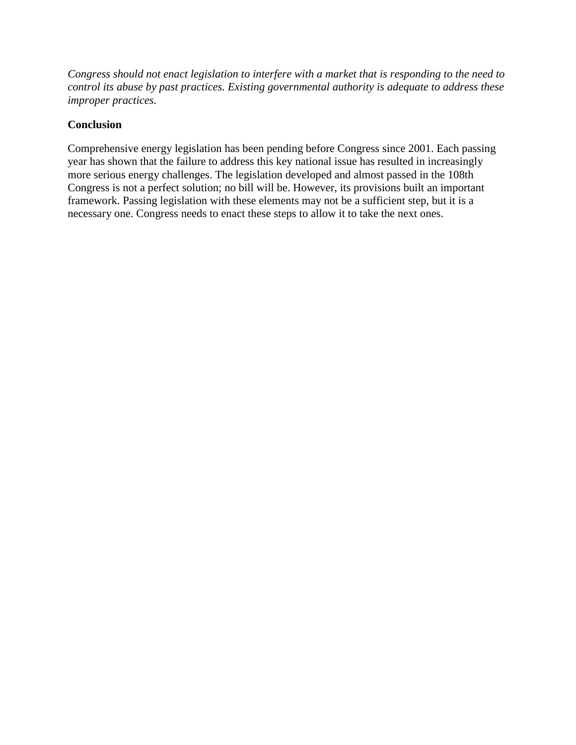*Congress should not enact legislation to interfere with a market that is responding to the need to control its abuse by past practices. Existing governmental authority is adequate to address these improper practices.*

**Conclusion**

Comprehensive energy legislation has been pending before Congress since 2001. Each passing year has shown that the failure to address this key national issue has resulted in increasingly more serious energy challenges. The legislation developed and almost passed in the 108th Congress is not a perfect solution; no bill will be. However, its provisions built an important framework. Passing legislation with these elements may not be a sufficient step, but it is a necessary one. Congress needs to enact these steps to allow it to take the next ones.